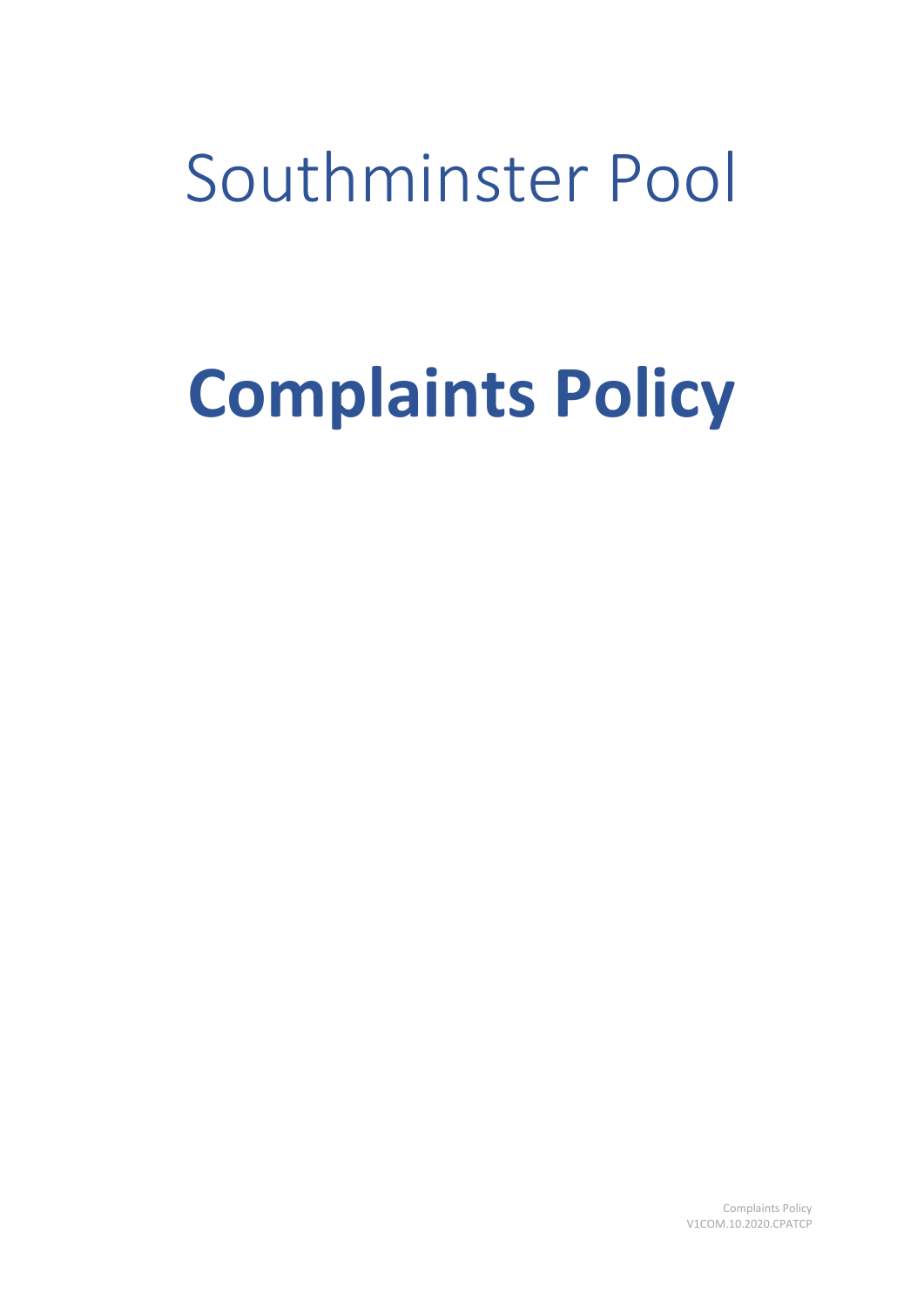# Southminster Pool

# Complaints Policy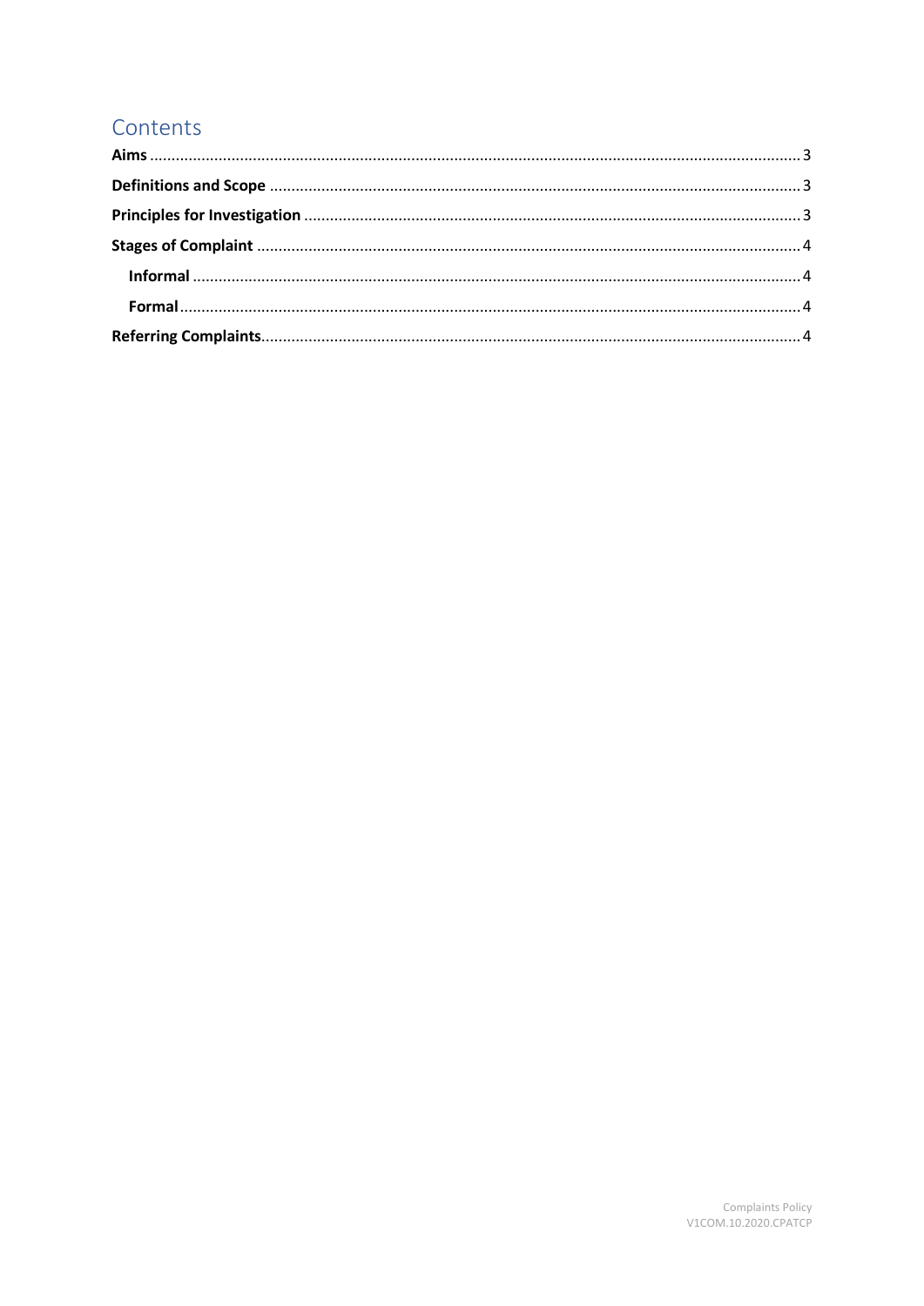# Contents

**Aims** ........................................................................................................................................................ 3

**Definitions and Scope** ........................................................................................................................... 3

**Principles for Investigation** .................................................................................................................. 3

**Stages of Complaint** ............................................................................................................................. 4

- **Informal** ............................................................................................................................................ 4
- **Formal** ............................................................................................................................................... 4

**Referring Complaints** ............................................................................................................................. 4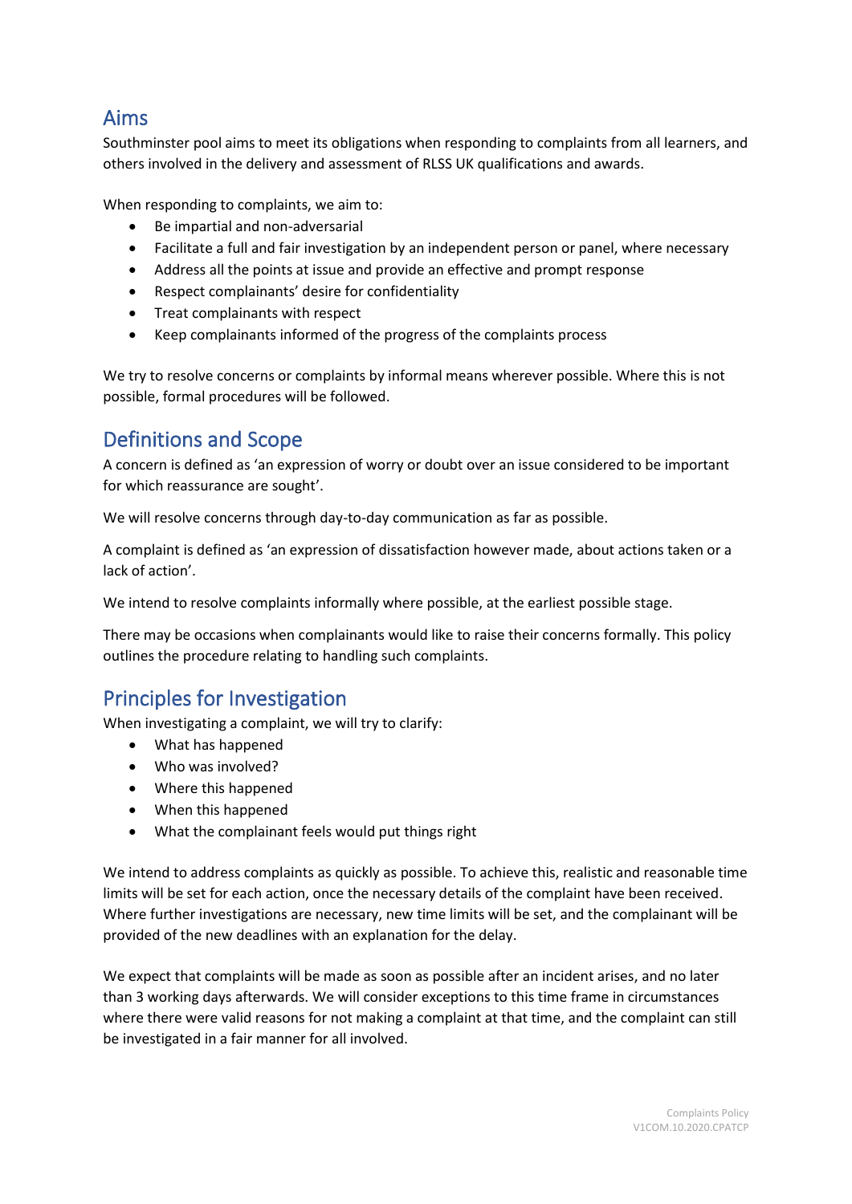## Aims

Southminster pool aims to meet its obligations when responding to complaints from all learners, and others involved in the delivery and assessment of RLSS UK qualifications and awards.

When responding to complaints, we aim to:

- Be impartial and non-adversarial
- Facilitate a full and fair investigation by an independent person or panel, where necessary
- Address all the points at issue and provide an effective and prompt response
- Respect complainants' desire for confidentiality
- Treat complainants with respect
- Keep complainants informed of the progress of the complaints process

We try to resolve concerns or complaints by informal means wherever possible. Where this is not possible, formal procedures will be followed.

## Definitions and Scope

A concern is defined as 'an expression of worry or doubt over an issue considered to be important for which reassurance are sought'.

We will resolve concerns through day-to-day communication as far as possible.

A complaint is defined as 'an expression of dissatisfaction however made, about actions taken or a lack of action'.

We intend to resolve complaints informally where possible, at the earliest possible stage.

There may be occasions when complainants would like to raise their concerns formally. This policy outlines the procedure relating to handling such complaints.

## Principles for Investigation

When investigating a complaint, we will try to clarify:

- What has happened
- Who was involved?
- Where this happened
- When this happened
- What the complainant feels would put things right

We intend to address complaints as quickly as possible. To achieve this, realistic and reasonable time limits will be set for each action, once the necessary details of the complaint have been received. Where further investigations are necessary, new time limits will be set, and the complainant will be provided of the new deadlines with an explanation for the delay.

We expect that complaints will be made as soon as possible after an incident arises, and no later than 3 working days afterwards. We will consider exceptions to this time frame in circumstances where there were valid reasons for not making a complaint at that time, and the complaint can still be investigated in a fair manner for all involved.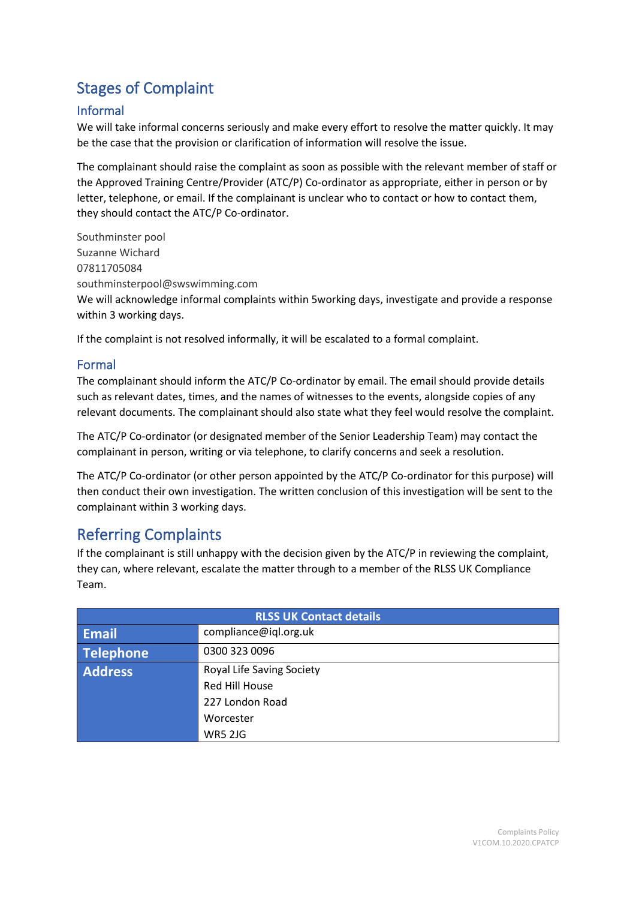# Stages of Complaint

## Informal

We will take informal concerns seriously and make every effort to resolve the matter quickly. It may be the case that the provision or clarification of information will resolve the issue.

The complainant should raise the complaint as soon as possible with the relevant member of staff or the Approved Training Centre/Provider (ATC/P) Co-ordinator as appropriate, either in person or by letter, telephone, or email. If the complainant is unclear who to contact or how to contact them, they should contact the ATC/P Co-ordinator.

Southminster pool
Suzanne Wichard
07811705084
southminsterpool@swswimming.com

We will acknowledge informal complaints within 5working days, investigate and provide a response within 3 working days.

If the complaint is not resolved informally, it will be escalated to a formal complaint.

## Formal

The complainant should inform the ATC/P Co-ordinator by email. The email should provide details such as relevant dates, times, and the names of witnesses to the events, alongside copies of any relevant documents. The complainant should also state what they feel would resolve the complaint.

The ATC/P Co-ordinator (or designated member of the Senior Leadership Team) may contact the complainant in person, writing or via telephone, to clarify concerns and seek a resolution.

The ATC/P Co-ordinator (or other person appointed by the ATC/P Co-ordinator for this purpose) will then conduct their own investigation. The written conclusion of this investigation will be sent to the complainant within 3 working days.

# Referring Complaints

If the complainant is still unhappy with the decision given by the ATC/P in reviewing the complaint, they can, where relevant, escalate the matter through to a member of the RLSS UK Compliance Team.

| RLSS UK Contact details | |
|---|---|
| **Email** | compliance@iql.org.uk |
| **Telephone** | 0300 323 0096 |
| **Address** | Royal Life Saving Society<br>Red Hill House<br>227 London Road<br>Worcester<br>WR5 2JG |

Complaints Policy
V1COM.10.2020.CPATCP